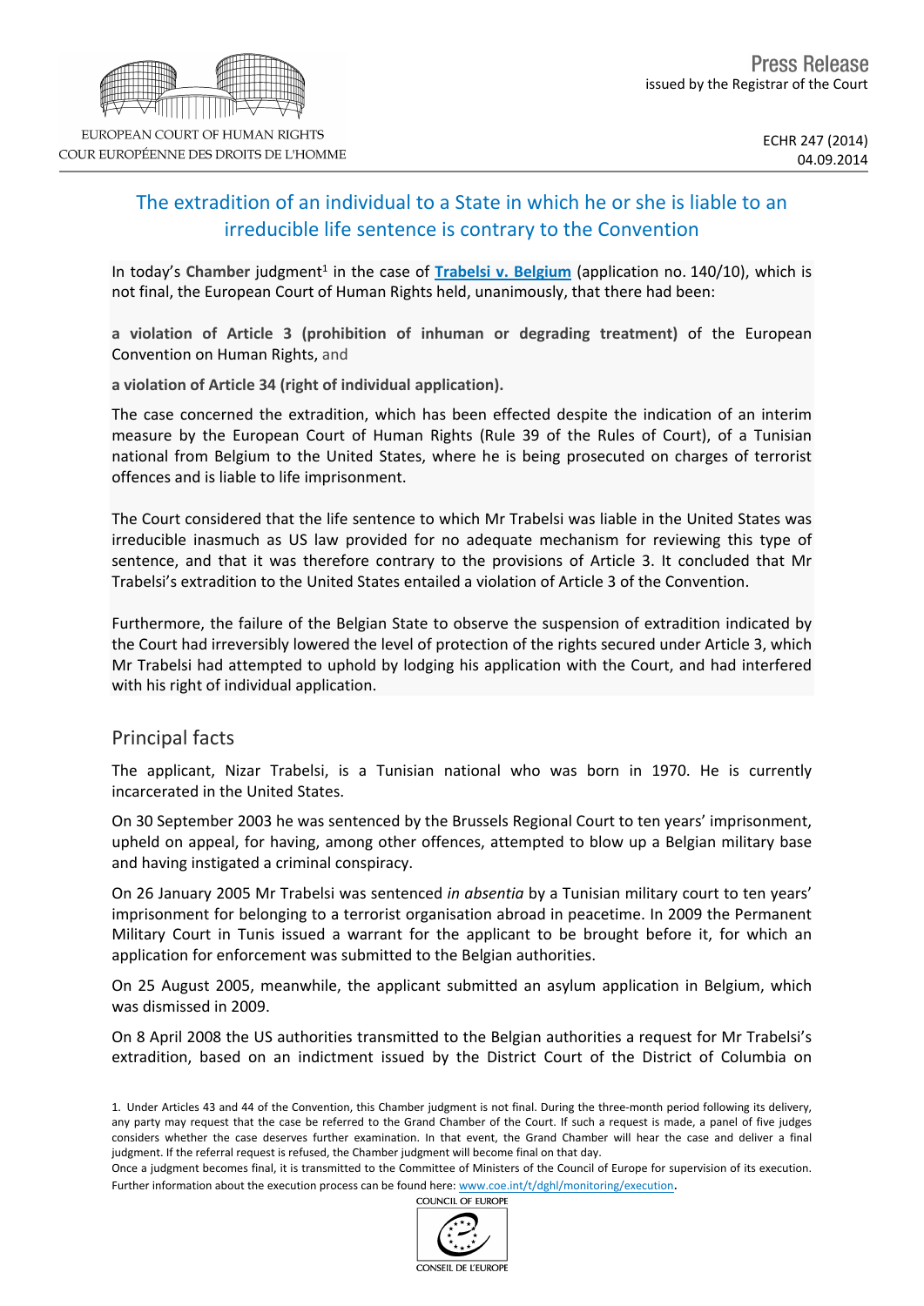Press Release
issued by the Registrar of the Court

ECHR 247 (2014)
04.09.2014

# The extradition of an individual to a State in which he or she is liable to an irreducible life sentence is contrary to the Convention

In today's **Chamber** judgment[1] in the case of **Trabelsi v. Belgium** (application no. 140/10), which is not final, the European Court of Human Rights held, unanimously, that there had been:

**a violation of Article 3 (prohibition of inhuman or degrading treatment)** of the European Convention on Human Rights, and

**a violation of Article 34 (right of individual application).**

The case concerned the extradition, which has been effected despite the indication of an interim measure by the European Court of Human Rights (Rule 39 of the Rules of Court), of a Tunisian national from Belgium to the United States, where he is being prosecuted on charges of terrorist offences and is liable to life imprisonment.

The Court considered that the life sentence to which Mr Trabelsi was liable in the United States was irreducible inasmuch as US law provided for no adequate mechanism for reviewing this type of sentence, and that it was therefore contrary to the provisions of Article 3. It concluded that Mr Trabelsi's extradition to the United States entailed a violation of Article 3 of the Convention.

Furthermore, the failure of the Belgian State to observe the suspension of extradition indicated by the Court had irreversibly lowered the level of protection of the rights secured under Article 3, which Mr Trabelsi had attempted to uphold by lodging his application with the Court, and had interfered with his right of individual application.

## Principal facts

The applicant, Nizar Trabelsi, is a Tunisian national who was born in 1970. He is currently incarcerated in the United States.

On 30 September 2003 he was sentenced by the Brussels Regional Court to ten years' imprisonment, upheld on appeal, for having, among other offences, attempted to blow up a Belgian military base and having instigated a criminal conspiracy.

On 26 January 2005 Mr Trabelsi was sentenced *in absentia* by a Tunisian military court to ten years' imprisonment for belonging to a terrorist organisation abroad in peacetime. In 2009 the Permanent Military Court in Tunis issued a warrant for the applicant to be brought before it, for which an application for enforcement was submitted to the Belgian authorities.

On 25 August 2005, meanwhile, the applicant submitted an asylum application in Belgium, which was dismissed in 2009.

On 8 April 2008 the US authorities transmitted to the Belgian authorities a request for Mr Trabelsi's extradition, based on an indictment issued by the District Court of the District of Columbia on

1. Under Articles 43 and 44 of the Convention, this Chamber judgment is not final. During the three-month period following its delivery, any party may request that the case be referred to the Grand Chamber of the Court. If such a request is made, a panel of five judges considers whether the case deserves further examination. In that event, the Grand Chamber will hear the case and deliver a final judgment. If the referral request is refused, the Chamber judgment will become final on that day.
Once a judgment becomes final, it is transmitted to the Committee of Ministers of the Council of Europe for supervision of its execution. Further information about the execution process can be found here: www.coe.int/t/dghl/monitoring/execution.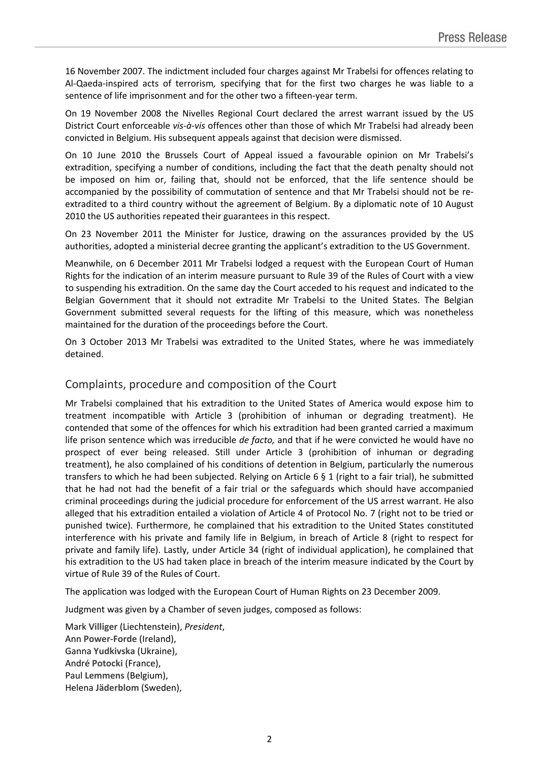16 November 2007. The indictment included four charges against Mr Trabelsi for offences relating to Al-Qaeda-inspired acts of terrorism*,* specifying that for the first two charges he was liable to a sentence of life imprisonment and for the other two a fifteen-year term.

On 19 November 2008 the Nivelles Regional Court declared the arrest warrant issued by the US District Court enforceable *vis-à-vis* offences other than those of which Mr Trabelsi had already been convicted in Belgium. His subsequent appeals against that decision were dismissed.

On 10 June 2010 the Brussels Court of Appeal issued a favourable opinion on Mr Trabelsi's extradition, specifying a number of conditions, including the fact that the death penalty should not be imposed on him or, failing that, should not be enforced, that the life sentence should be accompanied by the possibility of commutation of sentence and that Mr Trabelsi should not be re-extradited to a third country without the agreement of Belgium. By a diplomatic note of 10 August 2010 the US authorities repeated their guarantees in this respect.

On 23 November 2011 the Minister for Justice, drawing on the assurances provided by the US authorities, adopted a ministerial decree granting the applicant's extradition to the US Government.

Meanwhile, on 6 December 2011 Mr Trabelsi lodged a request with the European Court of Human Rights for the indication of an interim measure pursuant to Rule 39 of the Rules of Court with a view to suspending his extradition. On the same day the Court acceded to his request and indicated to the Belgian Government that it should not extradite Mr Trabelsi to the United States. The Belgian Government submitted several requests for the lifting of this measure, which was nonetheless maintained for the duration of the proceedings before the Court.

On 3 October 2013 Mr Trabelsi was extradited to the United States, where he was immediately detained.

## Complaints, procedure and composition of the Court

Mr Trabelsi complained that his extradition to the United States of America would expose him to treatment incompatible with Article 3 (prohibition of inhuman or degrading treatment). He contended that some of the offences for which his extradition had been granted carried a maximum life prison sentence which was irreducible *de facto,* and that if he were convicted he would have no prospect of ever being released. Still under Article 3 (prohibition of inhuman or degrading treatment), he also complained of his conditions of detention in Belgium, particularly the numerous transfers to which he had been subjected. Relying on Article 6 § 1 (right to a fair trial), he submitted that he had not had the benefit of a fair trial or the safeguards which should have accompanied criminal proceedings during the judicial procedure for enforcement of the US arrest warrant. He also alleged that his extradition entailed a violation of Article 4 of Protocol No. 7 (right not to be tried or punished twice). Furthermore, he complained that his extradition to the United States constituted interference with his private and family life in Belgium, in breach of Article 8 (right to respect for private and family life). Lastly, under Article 34 (right of individual application), he complained that his extradition to the US had taken place in breach of the interim measure indicated by the Court by virtue of Rule 39 of the Rules of Court.

The application was lodged with the European Court of Human Rights on 23 December 2009.

Judgment was given by a Chamber of seven judges, composed as follows:

Mark **Villiger** (Liechtenstein), *President*,
Ann **Power-Forde** (Ireland),
Ganna **Yudkivska** (Ukraine),
André **Potocki** (France),
Paul **Lemmens** (Belgium),
Helena **Jäderblom** (Sweden),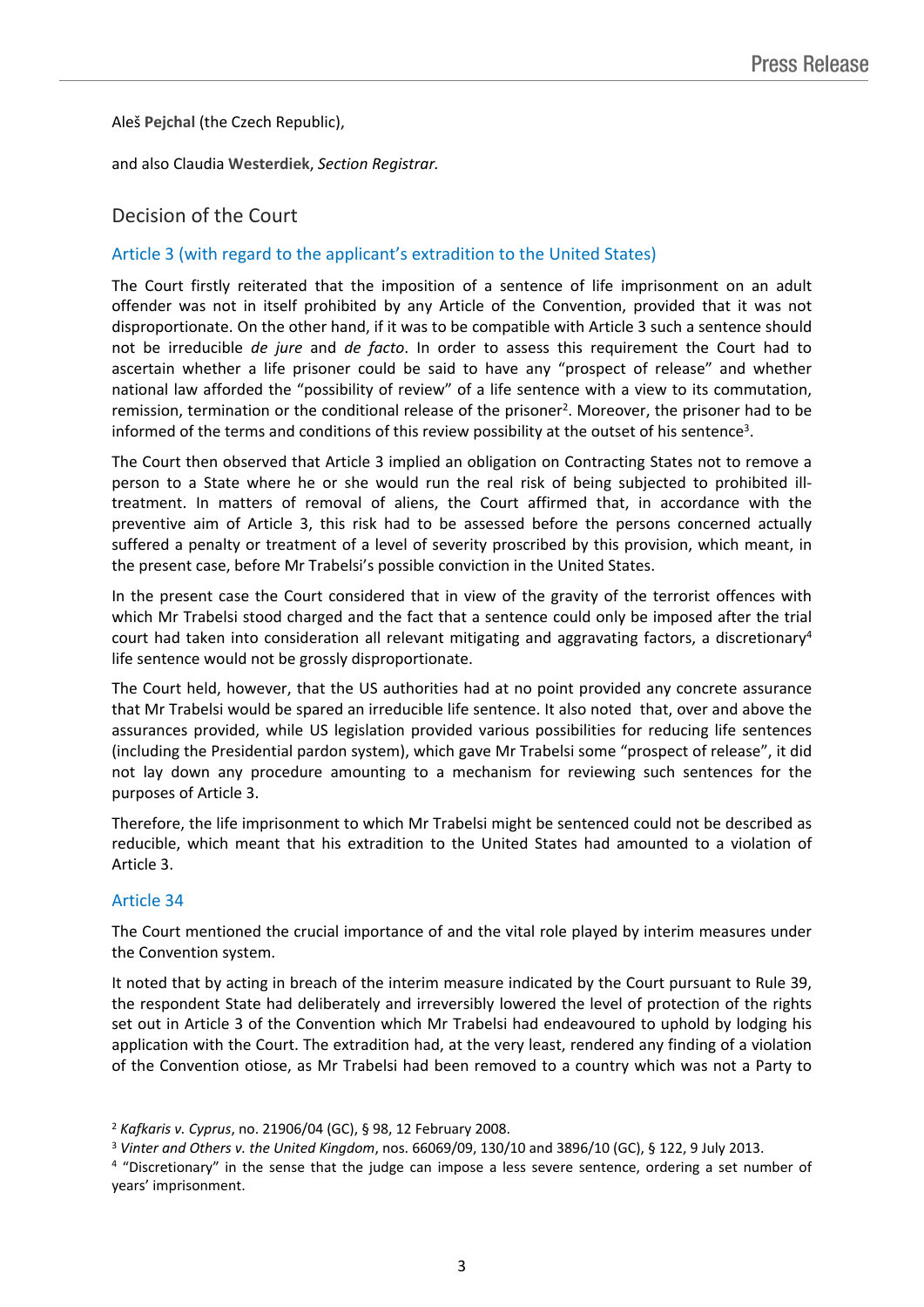Aleš **Pejchal** (the Czech Republic),

and also Claudia **Westerdiek**, *Section Registrar.*

## Decision of the Court

### Article 3 (with regard to the applicant's extradition to the United States)

The Court firstly reiterated that the imposition of a sentence of life imprisonment on an adult offender was not in itself prohibited by any Article of the Convention, provided that it was not disproportionate. On the other hand, if it was to be compatible with Article 3 such a sentence should not be irreducible *de jure* and *de facto*. In order to assess this requirement the Court had to ascertain whether a life prisoner could be said to have any "prospect of release" and whether national law afforded the "possibility of review" of a life sentence with a view to its commutation, remission, termination or the conditional release of the prisoner[2]. Moreover, the prisoner had to be informed of the terms and conditions of this review possibility at the outset of his sentence[3].

The Court then observed that Article 3 implied an obligation on Contracting States not to remove a person to a State where he or she would run the real risk of being subjected to prohibited ill-treatment. In matters of removal of aliens, the Court affirmed that, in accordance with the preventive aim of Article 3, this risk had to be assessed before the persons concerned actually suffered a penalty or treatment of a level of severity proscribed by this provision, which meant, in the present case, before Mr Trabelsi's possible conviction in the United States.

In the present case the Court considered that in view of the gravity of the terrorist offences with which Mr Trabelsi stood charged and the fact that a sentence could only be imposed after the trial court had taken into consideration all relevant mitigating and aggravating factors, a discretionary[4] life sentence would not be grossly disproportionate.

The Court held, however, that the US authorities had at no point provided any concrete assurance that Mr Trabelsi would be spared an irreducible life sentence. It also noted that, over and above the assurances provided, while US legislation provided various possibilities for reducing life sentences (including the Presidential pardon system), which gave Mr Trabelsi some "prospect of release", it did not lay down any procedure amounting to a mechanism for reviewing such sentences for the purposes of Article 3.

Therefore, the life imprisonment to which Mr Trabelsi might be sentenced could not be described as reducible, which meant that his extradition to the United States had amounted to a violation of Article 3.

### Article 34

The Court mentioned the crucial importance of and the vital role played by interim measures under the Convention system.

It noted that by acting in breach of the interim measure indicated by the Court pursuant to Rule 39, the respondent State had deliberately and irreversibly lowered the level of protection of the rights set out in Article 3 of the Convention which Mr Trabelsi had endeavoured to uphold by lodging his application with the Court. The extradition had, at the very least, rendered any finding of a violation of the Convention otiose, as Mr Trabelsi had been removed to a country which was not a Party to

---

[2] *Kafkaris v. Cyprus*, no. 21906/04 (GC), § 98, 12 February 2008.

[3] *Vinter and Others v. the United Kingdom*, nos. 66069/09, 130/10 and 3896/10 (GC), § 122, 9 July 2013.

[4] "Discretionary" in the sense that the judge can impose a less severe sentence, ordering a set number of years' imprisonment.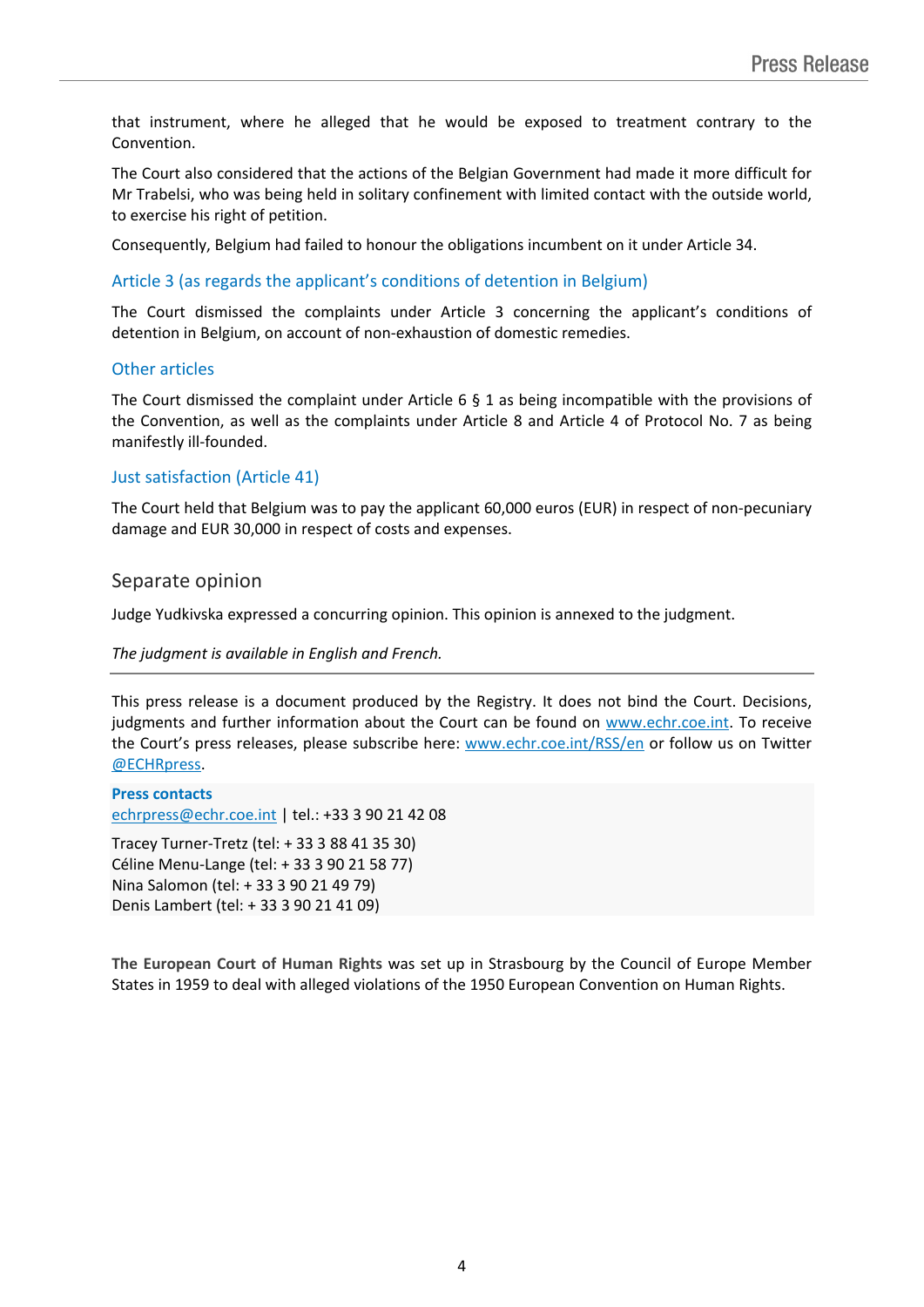that instrument, where he alleged that he would be exposed to treatment contrary to the Convention.

The Court also considered that the actions of the Belgian Government had made it more difficult for Mr Trabelsi, who was being held in solitary confinement with limited contact with the outside world, to exercise his right of petition.

Consequently, Belgium had failed to honour the obligations incumbent on it under Article 34.

### Article 3 (as regards the applicant's conditions of detention in Belgium)

The Court dismissed the complaints under Article 3 concerning the applicant's conditions of detention in Belgium, on account of non-exhaustion of domestic remedies.

### Other articles

The Court dismissed the complaint under Article 6 § 1 as being incompatible with the provisions of the Convention, as well as the complaints under Article 8 and Article 4 of Protocol No. 7 as being manifestly ill-founded.

### Just satisfaction (Article 41)

The Court held that Belgium was to pay the applicant 60,000 euros (EUR) in respect of non-pecuniary damage and EUR 30,000 in respect of costs and expenses.

## Separate opinion

Judge Yudkivska expressed a concurring opinion. This opinion is annexed to the judgment.

*The judgment is available in English and French.*

---

This press release is a document produced by the Registry. It does not bind the Court. Decisions, judgments and further information about the Court can be found on www.echr.coe.int. To receive the Court's press releases, please subscribe here: www.echr.coe.int/RSS/en or follow us on Twitter @ECHRpress.

**Press contacts**
echrpress@echr.coe.int | tel.: +33 3 90 21 42 08

Tracey Turner-Tretz (tel: + 33 3 88 41 35 30)
Céline Menu-Lange (tel: + 33 3 90 21 58 77)
Nina Salomon (tel: + 33 3 90 21 49 79)
Denis Lambert (tel: + 33 3 90 21 41 09)

**The European Court of Human Rights** was set up in Strasbourg by the Council of Europe Member States in 1959 to deal with alleged violations of the 1950 European Convention on Human Rights.